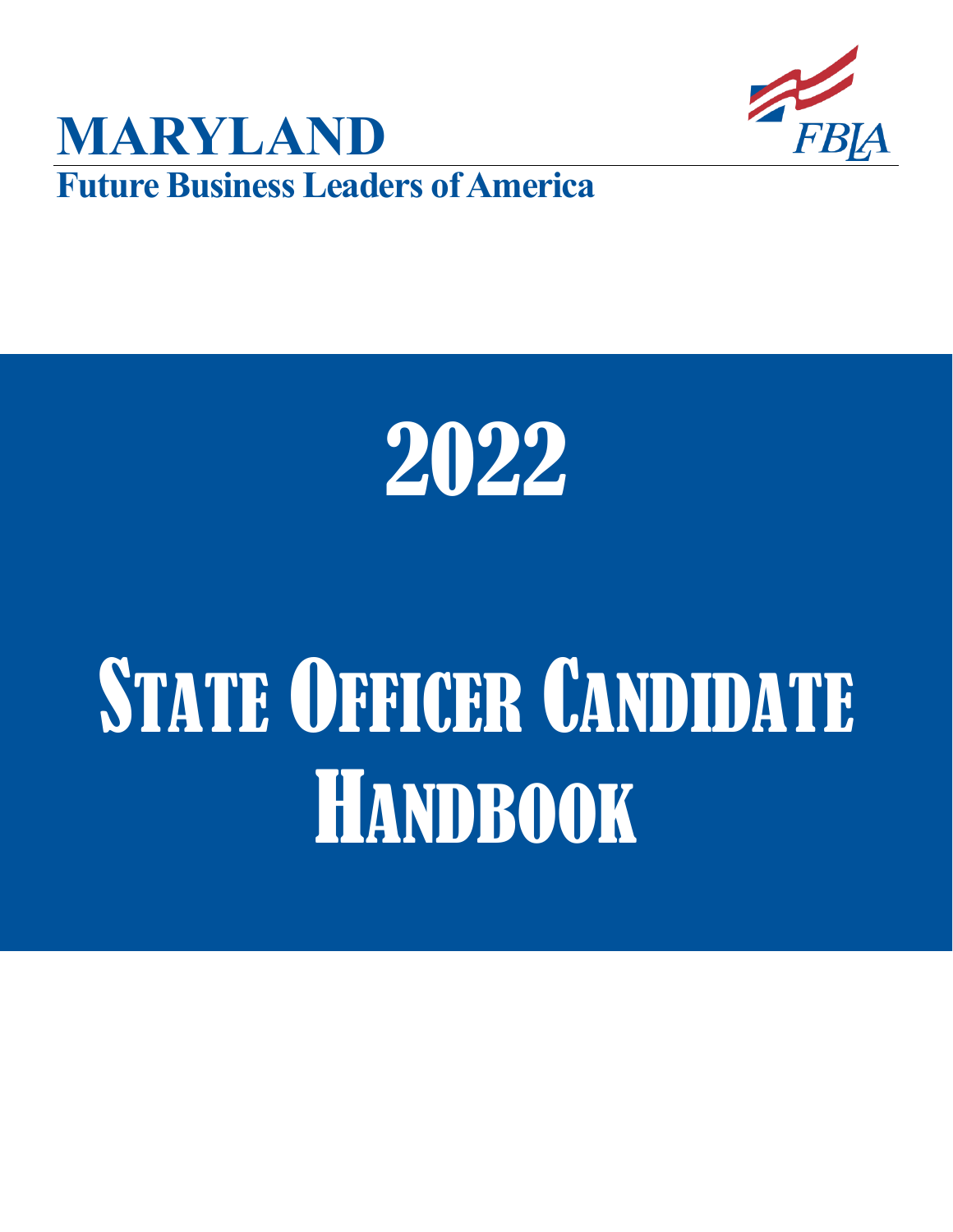# MARYLAND

**Future Business Leaders of America**

FBLA

# 2022

# State Officer Candidate Handbook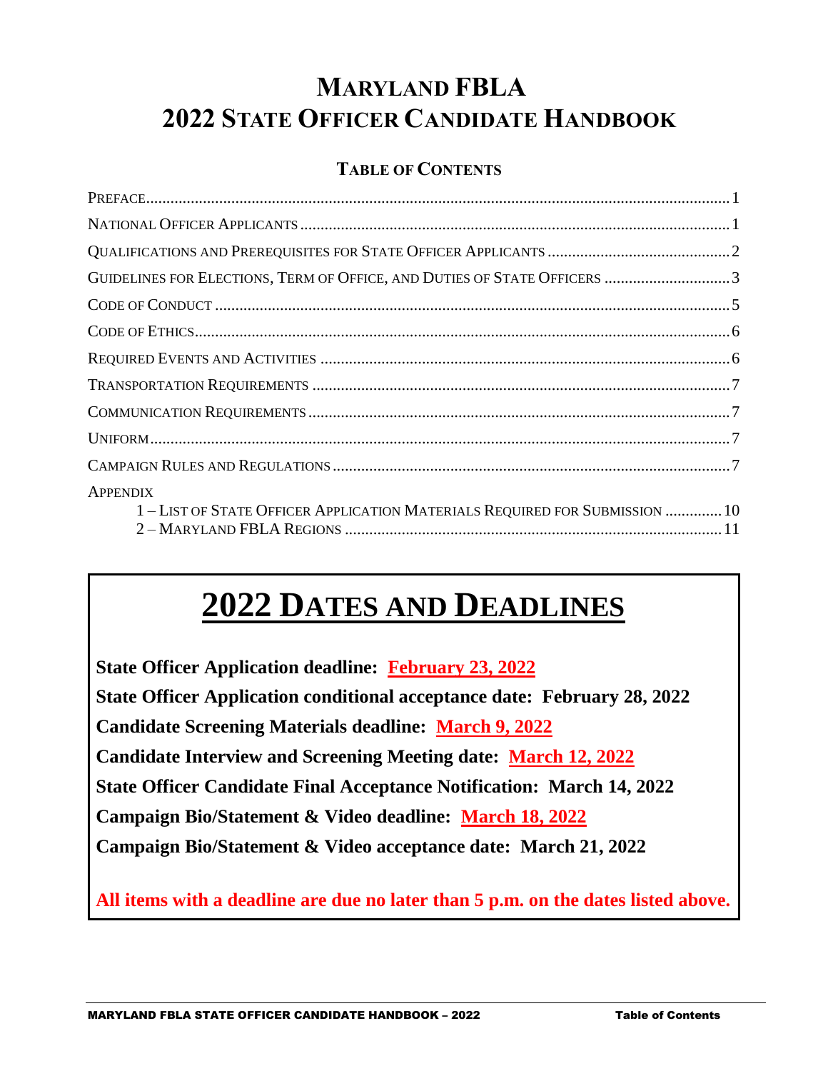# Maryland FBLA
# 2022 State Officer Candidate Handbook

## Table of Contents

| | |
|---|---|
| Preface | 1 |
| National Officer Applicants | 1 |
| Qualifications and Prerequisites for State Officer Applicants | 2 |
| Guidelines for Elections, Term of Office, and Duties of State Officers | 3 |
| Code of Conduct | 5 |
| Code of Ethics | 6 |
| Required Events and Activities | 6 |
| Transportation Requirements | 7 |
| Communication Requirements | 7 |
| Uniform | 7 |
| Campaign Rules and Regulations | 7 |
| Appendix | |
| 1 – List of State Officer Application Materials Required for Submission | 10 |
| 2 – Maryland FBLA Regions | 11 |

## 2022 Dates and Deadlines

**State Officer Application deadline: February 23, 2022**

**State Officer Application conditional acceptance date: February 28, 2022**

**Candidate Screening Materials deadline: March 9, 2022**

**Candidate Interview and Screening Meeting date: March 12, 2022**

**State Officer Candidate Final Acceptance Notification: March 14, 2022**

**Campaign Bio/Statement & Video deadline: March 18, 2022**

**Campaign Bio/Statement & Video acceptance date: March 21, 2022**

**All items with a deadline are due no later than 5 p.m. on the dates listed above.**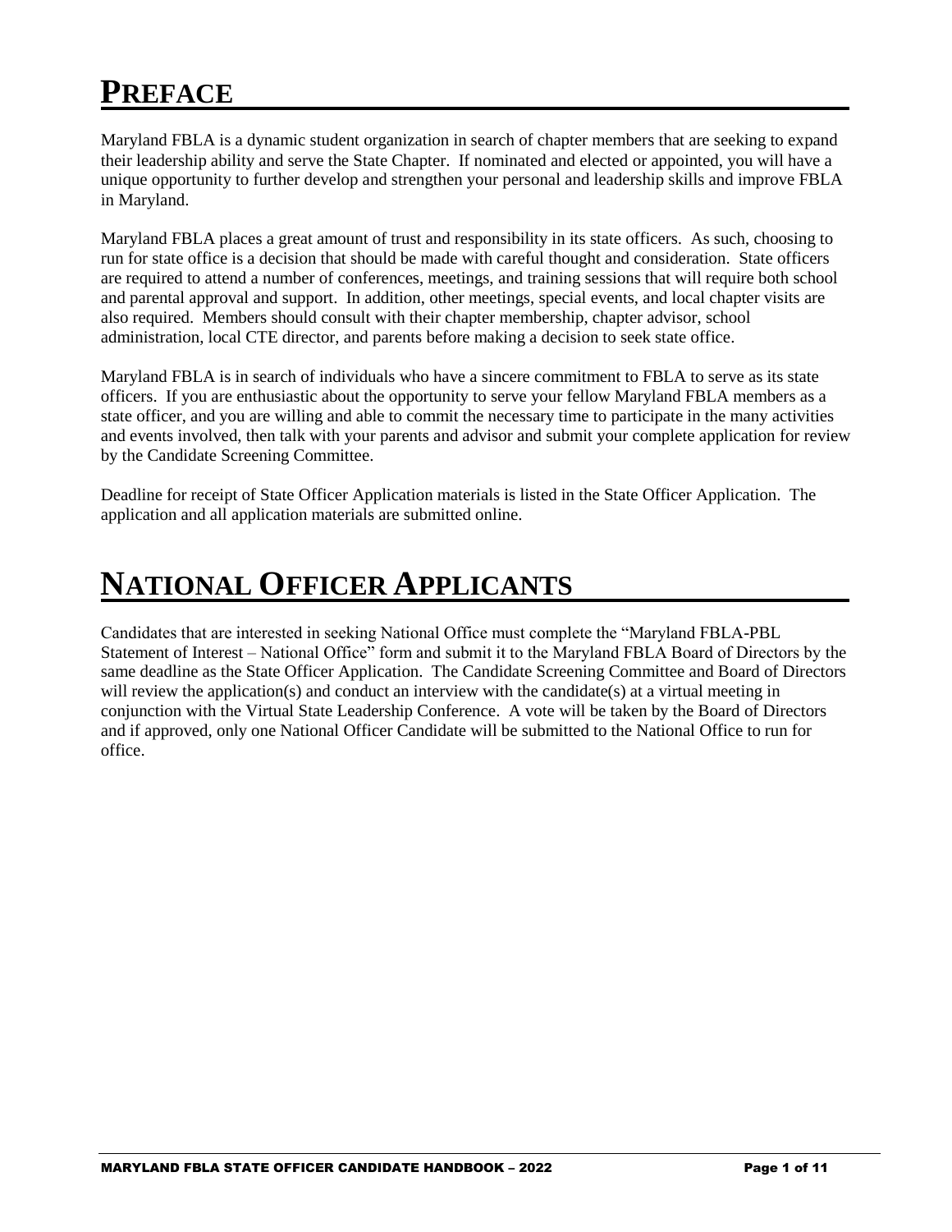# PREFACE

Maryland FBLA is a dynamic student organization in search of chapter members that are seeking to expand their leadership ability and serve the State Chapter. If nominated and elected or appointed, you will have a unique opportunity to further develop and strengthen your personal and leadership skills and improve FBLA in Maryland.

Maryland FBLA places a great amount of trust and responsibility in its state officers. As such, choosing to run for state office is a decision that should be made with careful thought and consideration. State officers are required to attend a number of conferences, meetings, and training sessions that will require both school and parental approval and support. In addition, other meetings, special events, and local chapter visits are also required. Members should consult with their chapter membership, chapter advisor, school administration, local CTE director, and parents before making a decision to seek state office.

Maryland FBLA is in search of individuals who have a sincere commitment to FBLA to serve as its state officers. If you are enthusiastic about the opportunity to serve your fellow Maryland FBLA members as a state officer, and you are willing and able to commit the necessary time to participate in the many activities and events involved, then talk with your parents and advisor and submit your complete application for review by the Candidate Screening Committee.

Deadline for receipt of State Officer Application materials is listed in the State Officer Application. The application and all application materials are submitted online.

# NATIONAL OFFICER APPLICANTS

Candidates that are interested in seeking National Office must complete the "Maryland FBLA-PBL Statement of Interest – National Office" form and submit it to the Maryland FBLA Board of Directors by the same deadline as the State Officer Application. The Candidate Screening Committee and Board of Directors will review the application(s) and conduct an interview with the candidate(s) at a virtual meeting in conjunction with the Virtual State Leadership Conference. A vote will be taken by the Board of Directors and if approved, only one National Officer Candidate will be submitted to the National Office to run for office.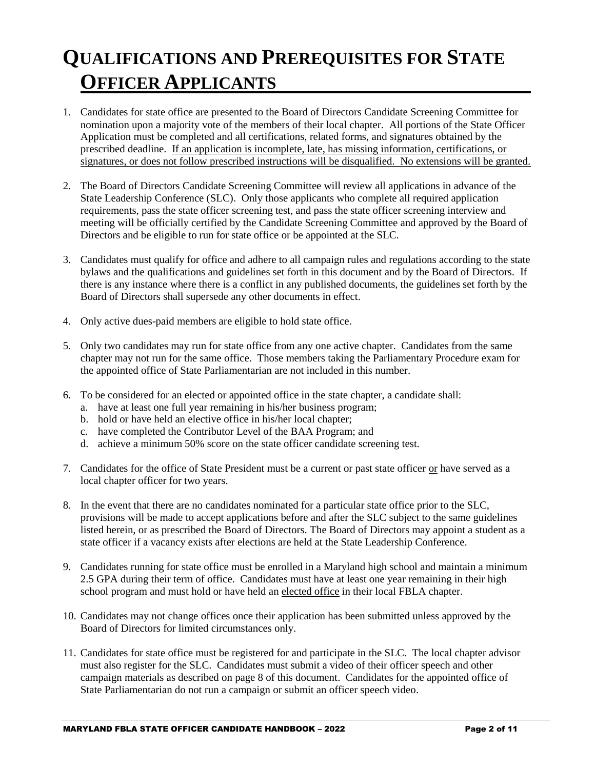# Qualifications and Prerequisites for State Officer Applicants

1. Candidates for state office are presented to the Board of Directors Candidate Screening Committee for nomination upon a majority vote of the members of their local chapter. All portions of the State Officer Application must be completed and all certifications, related forms, and signatures obtained by the prescribed deadline. <u>If an application is incomplete, late, has missing information, certifications, or signatures, or does not follow prescribed instructions will be disqualified. No extensions will be granted.</u>

2. The Board of Directors Candidate Screening Committee will review all applications in advance of the State Leadership Conference (SLC). Only those applicants who complete all required application requirements, pass the state officer screening test, and pass the state officer screening interview and meeting will be officially certified by the Candidate Screening Committee and approved by the Board of Directors and be eligible to run for state office or be appointed at the SLC.

3. Candidates must qualify for office and adhere to all campaign rules and regulations according to the state bylaws and the qualifications and guidelines set forth in this document and by the Board of Directors. If there is any instance where there is a conflict in any published documents, the guidelines set forth by the Board of Directors shall supersede any other documents in effect.

4. Only active dues-paid members are eligible to hold state office.

5. Only two candidates may run for state office from any one active chapter. Candidates from the same chapter may not run for the same office. Those members taking the Parliamentary Procedure exam for the appointed office of State Parliamentarian are not included in this number.

6. To be considered for an elected or appointed office in the state chapter, a candidate shall:
   a. have at least one full year remaining in his/her business program;
   b. hold or have held an elective office in his/her local chapter;
   c. have completed the Contributor Level of the BAA Program; and
   d. achieve a minimum 50% score on the state officer candidate screening test.

7. Candidates for the office of State President must be a current or past state officer <u>or</u> have served as a local chapter officer for two years.

8. In the event that there are no candidates nominated for a particular state office prior to the SLC, provisions will be made to accept applications before and after the SLC subject to the same guidelines listed herein, or as prescribed the Board of Directors. The Board of Directors may appoint a student as a state officer if a vacancy exists after elections are held at the State Leadership Conference.

9. Candidates running for state office must be enrolled in a Maryland high school and maintain a minimum 2.5 GPA during their term of office. Candidates must have at least one year remaining in their high school program and must hold or have held an <u>elected office</u> in their local FBLA chapter.

10. Candidates may not change offices once their application has been submitted unless approved by the Board of Directors for limited circumstances only.

11. Candidates for state office must be registered for and participate in the SLC. The local chapter advisor must also register for the SLC. Candidates must submit a video of their officer speech and other campaign materials as described on page 8 of this document. Candidates for the appointed office of State Parliamentarian do not run a campaign or submit an officer speech video.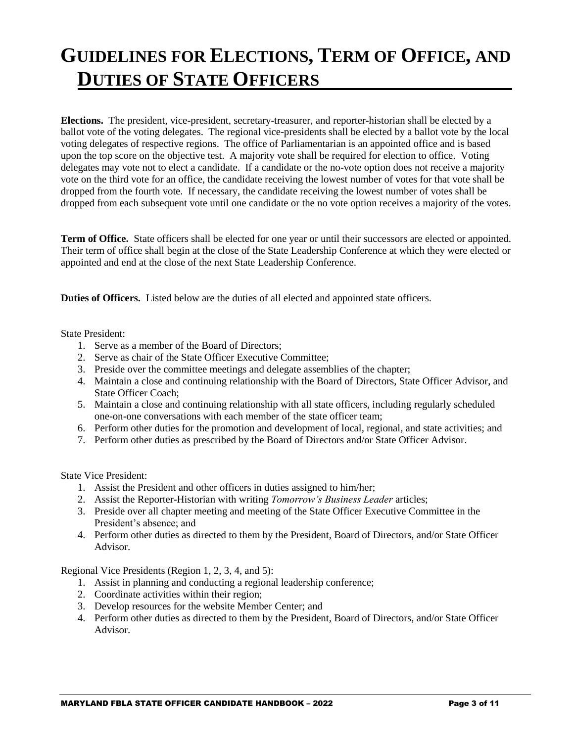# Guidelines for Elections, Term of Office, and Duties of State Officers

**Elections.** The president, vice-president, secretary-treasurer, and reporter-historian shall be elected by a ballot vote of the voting delegates. The regional vice-presidents shall be elected by a ballot vote by the local voting delegates of respective regions. The office of Parliamentarian is an appointed office and is based upon the top score on the objective test. A majority vote shall be required for election to office. Voting delegates may vote not to elect a candidate. If a candidate or the no-vote option does not receive a majority vote on the third vote for an office, the candidate receiving the lowest number of votes for that vote shall be dropped from the fourth vote. If necessary, the candidate receiving the lowest number of votes shall be dropped from each subsequent vote until one candidate or the no vote option receives a majority of the votes.

**Term of Office.** State officers shall be elected for one year or until their successors are elected or appointed. Their term of office shall begin at the close of the State Leadership Conference at which they were elected or appointed and end at the close of the next State Leadership Conference.

**Duties of Officers.** Listed below are the duties of all elected and appointed state officers.

State President:

1. Serve as a member of the Board of Directors;
2. Serve as chair of the State Officer Executive Committee;
3. Preside over the committee meetings and delegate assemblies of the chapter;
4. Maintain a close and continuing relationship with the Board of Directors, State Officer Advisor, and State Officer Coach;
5. Maintain a close and continuing relationship with all state officers, including regularly scheduled one-on-one conversations with each member of the state officer team;
6. Perform other duties for the promotion and development of local, regional, and state activities; and
7. Perform other duties as prescribed by the Board of Directors and/or State Officer Advisor.

State Vice President:

1. Assist the President and other officers in duties assigned to him/her;
2. Assist the Reporter-Historian with writing *Tomorrow's Business Leader* articles;
3. Preside over all chapter meeting and meeting of the State Officer Executive Committee in the President's absence; and
4. Perform other duties as directed to them by the President, Board of Directors, and/or State Officer Advisor.

Regional Vice Presidents (Region 1, 2, 3, 4, and 5):

1. Assist in planning and conducting a regional leadership conference;
2. Coordinate activities within their region;
3. Develop resources for the website Member Center; and
4. Perform other duties as directed to them by the President, Board of Directors, and/or State Officer Advisor.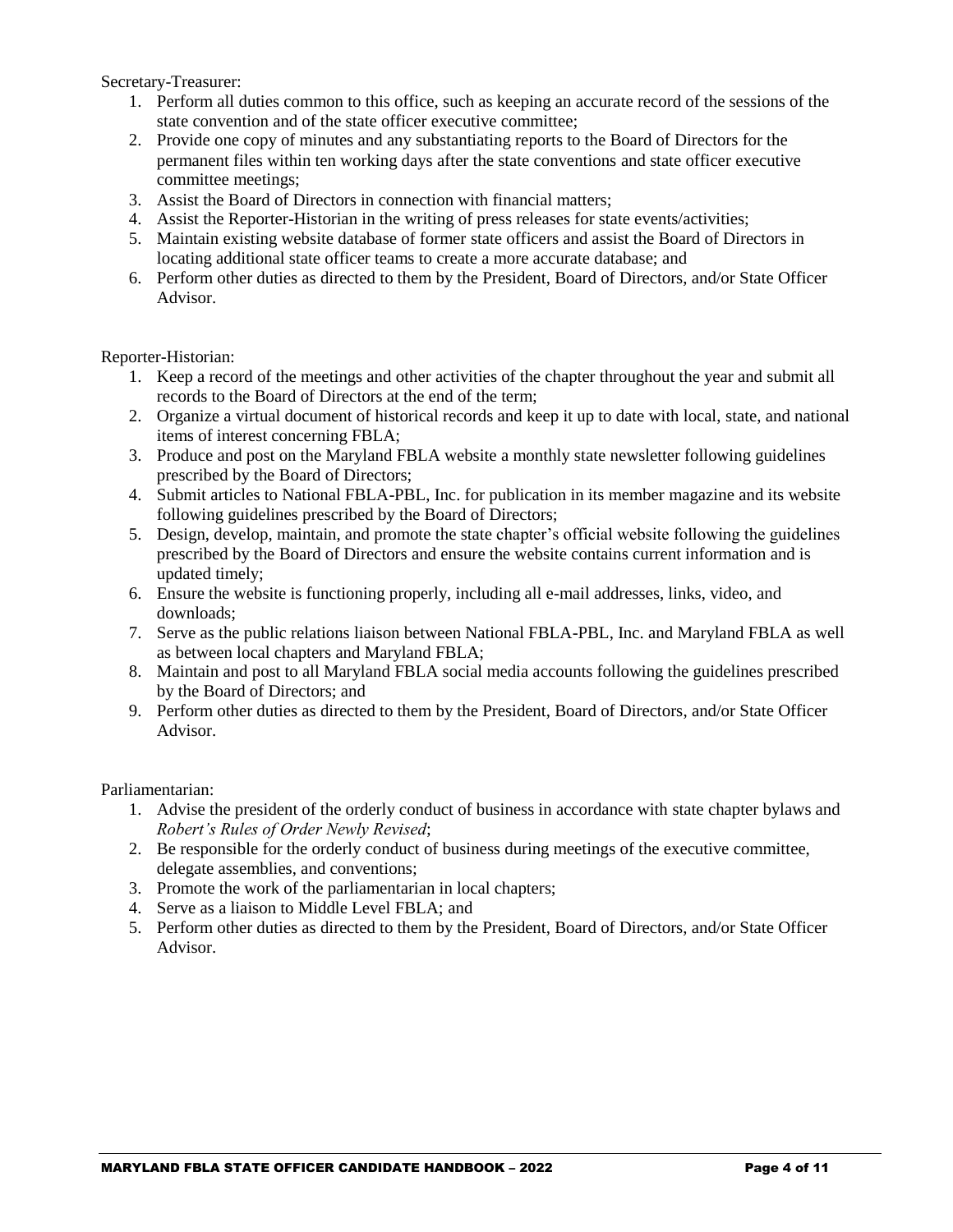Secretary-Treasurer:

1. Perform all duties common to this office, such as keeping an accurate record of the sessions of the state convention and of the state officer executive committee;
2. Provide one copy of minutes and any substantiating reports to the Board of Directors for the permanent files within ten working days after the state conventions and state officer executive committee meetings;
3. Assist the Board of Directors in connection with financial matters;
4. Assist the Reporter-Historian in the writing of press releases for state events/activities;
5. Maintain existing website database of former state officers and assist the Board of Directors in locating additional state officer teams to create a more accurate database; and
6. Perform other duties as directed to them by the President, Board of Directors, and/or State Officer Advisor.

Reporter-Historian:

1. Keep a record of the meetings and other activities of the chapter throughout the year and submit all records to the Board of Directors at the end of the term;
2. Organize a virtual document of historical records and keep it up to date with local, state, and national items of interest concerning FBLA;
3. Produce and post on the Maryland FBLA website a monthly state newsletter following guidelines prescribed by the Board of Directors;
4. Submit articles to National FBLA-PBL, Inc. for publication in its member magazine and its website following guidelines prescribed by the Board of Directors;
5. Design, develop, maintain, and promote the state chapter's official website following the guidelines prescribed by the Board of Directors and ensure the website contains current information and is updated timely;
6. Ensure the website is functioning properly, including all e-mail addresses, links, video, and downloads;
7. Serve as the public relations liaison between National FBLA-PBL, Inc. and Maryland FBLA as well as between local chapters and Maryland FBLA;
8. Maintain and post to all Maryland FBLA social media accounts following the guidelines prescribed by the Board of Directors; and
9. Perform other duties as directed to them by the President, Board of Directors, and/or State Officer Advisor.

Parliamentarian:

1. Advise the president of the orderly conduct of business in accordance with state chapter bylaws and *Robert's Rules of Order Newly Revised*;
2. Be responsible for the orderly conduct of business during meetings of the executive committee, delegate assemblies, and conventions;
3. Promote the work of the parliamentarian in local chapters;
4. Serve as a liaison to Middle Level FBLA; and
5. Perform other duties as directed to them by the President, Board of Directors, and/or State Officer Advisor.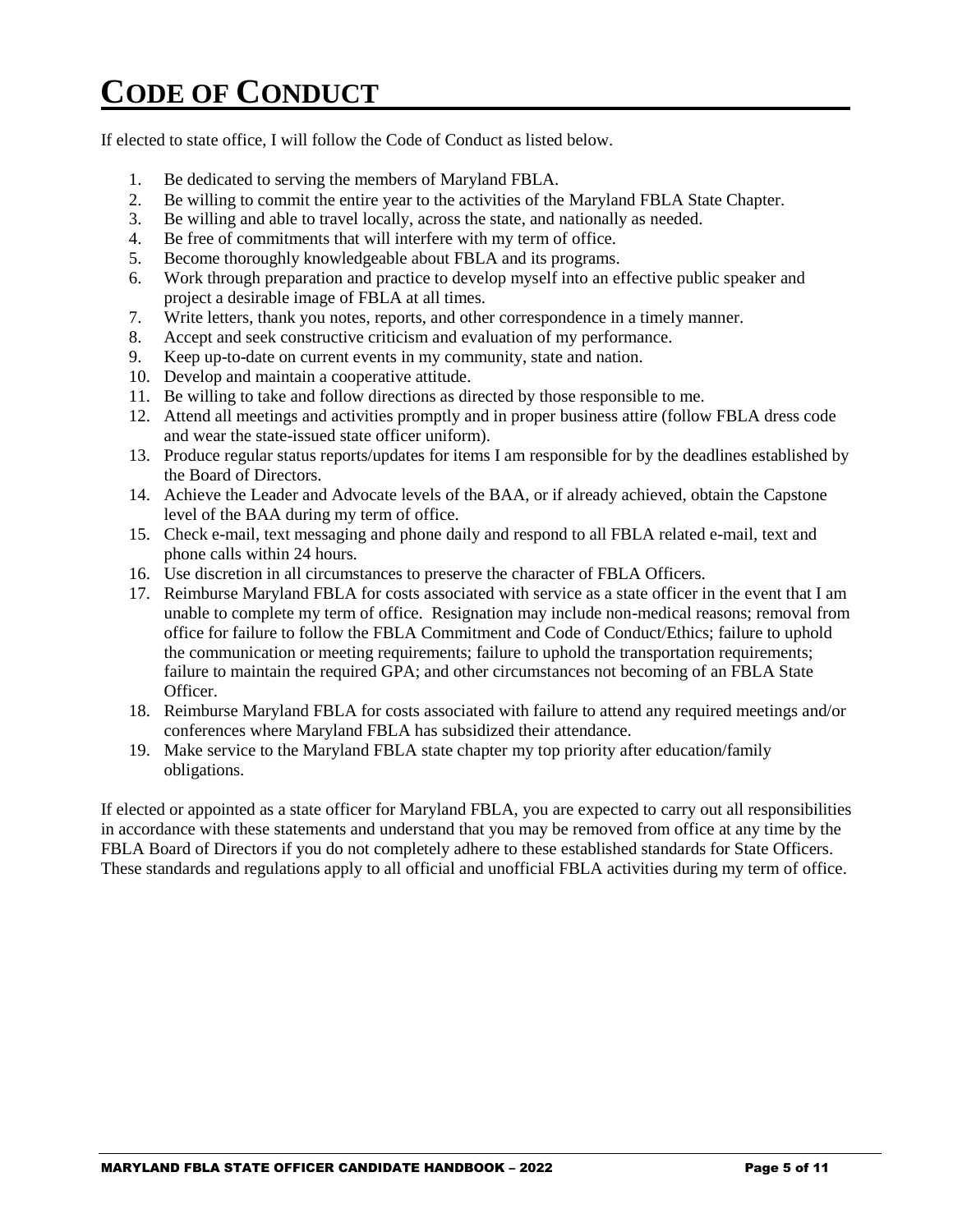# CODE OF CONDUCT

If elected to state office, I will follow the Code of Conduct as listed below.

1. Be dedicated to serving the members of Maryland FBLA.
2. Be willing to commit the entire year to the activities of the Maryland FBLA State Chapter.
3. Be willing and able to travel locally, across the state, and nationally as needed.
4. Be free of commitments that will interfere with my term of office.
5. Become thoroughly knowledgeable about FBLA and its programs.
6. Work through preparation and practice to develop myself into an effective public speaker and project a desirable image of FBLA at all times.
7. Write letters, thank you notes, reports, and other correspondence in a timely manner.
8. Accept and seek constructive criticism and evaluation of my performance.
9. Keep up-to-date on current events in my community, state and nation.
10. Develop and maintain a cooperative attitude.
11. Be willing to take and follow directions as directed by those responsible to me.
12. Attend all meetings and activities promptly and in proper business attire (follow FBLA dress code and wear the state-issued state officer uniform).
13. Produce regular status reports/updates for items I am responsible for by the deadlines established by the Board of Directors.
14. Achieve the Leader and Advocate levels of the BAA, or if already achieved, obtain the Capstone level of the BAA during my term of office.
15. Check e-mail, text messaging and phone daily and respond to all FBLA related e-mail, text and phone calls within 24 hours.
16. Use discretion in all circumstances to preserve the character of FBLA Officers.
17. Reimburse Maryland FBLA for costs associated with service as a state officer in the event that I am unable to complete my term of office. Resignation may include non-medical reasons; removal from office for failure to follow the FBLA Commitment and Code of Conduct/Ethics; failure to uphold the communication or meeting requirements; failure to uphold the transportation requirements; failure to maintain the required GPA; and other circumstances not becoming of an FBLA State Officer.
18. Reimburse Maryland FBLA for costs associated with failure to attend any required meetings and/or conferences where Maryland FBLA has subsidized their attendance.
19. Make service to the Maryland FBLA state chapter my top priority after education/family obligations.

If elected or appointed as a state officer for Maryland FBLA, you are expected to carry out all responsibilities in accordance with these statements and understand that you may be removed from office at any time by the FBLA Board of Directors if you do not completely adhere to these established standards for State Officers. These standards and regulations apply to all official and unofficial FBLA activities during my term of office.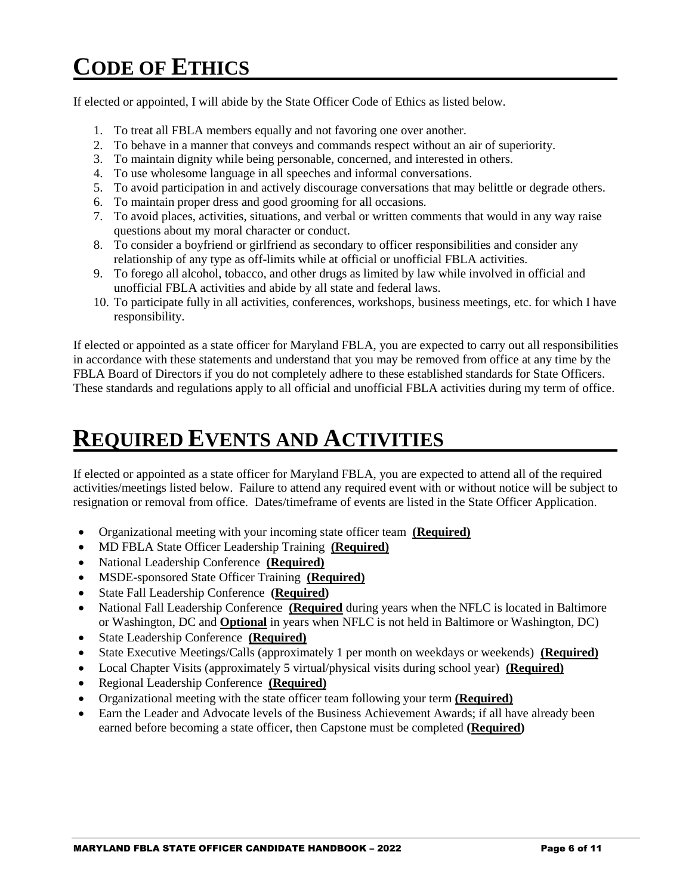# CODE OF ETHICS

If elected or appointed, I will abide by the State Officer Code of Ethics as listed below.

1. To treat all FBLA members equally and not favoring one over another.
2. To behave in a manner that conveys and commands respect without an air of superiority.
3. To maintain dignity while being personable, concerned, and interested in others.
4. To use wholesome language in all speeches and informal conversations.
5. To avoid participation in and actively discourage conversations that may belittle or degrade others.
6. To maintain proper dress and good grooming for all occasions.
7. To avoid places, activities, situations, and verbal or written comments that would in any way raise questions about my moral character or conduct.
8. To consider a boyfriend or girlfriend as secondary to officer responsibilities and consider any relationship of any type as off-limits while at official or unofficial FBLA activities.
9. To forego all alcohol, tobacco, and other drugs as limited by law while involved in official and unofficial FBLA activities and abide by all state and federal laws.
10. To participate fully in all activities, conferences, workshops, business meetings, etc. for which I have responsibility.

If elected or appointed as a state officer for Maryland FBLA, you are expected to carry out all responsibilities in accordance with these statements and understand that you may be removed from office at any time by the FBLA Board of Directors if you do not completely adhere to these established standards for State Officers. These standards and regulations apply to all official and unofficial FBLA activities during my term of office.

# REQUIRED EVENTS AND ACTIVITIES

If elected or appointed as a state officer for Maryland FBLA, you are expected to attend all of the required activities/meetings listed below. Failure to attend any required event with or without notice will be subject to resignation or removal from office. Dates/timeframe of events are listed in the State Officer Application.

- Organizational meeting with your incoming state officer team **(Required)**
- MD FBLA State Officer Leadership Training **(Required)**
- National Leadership Conference **(Required)**
- MSDE-sponsored State Officer Training **(Required)**
- State Fall Leadership Conference **(Required)**
- National Fall Leadership Conference **(Required** during years when the NFLC is located in Baltimore or Washington, DC and **Optional** in years when NFLC is not held in Baltimore or Washington, DC)
- State Leadership Conference **(Required)**
- State Executive Meetings/Calls (approximately 1 per month on weekdays or weekends) **(Required)**
- Local Chapter Visits (approximately 5 virtual/physical visits during school year) **(Required)**
- Regional Leadership Conference **(Required)**
- Organizational meeting with the state officer team following your term **(Required)**
- Earn the Leader and Advocate levels of the Business Achievement Awards; if all have already been earned before becoming a state officer, then Capstone must be completed **(Required)**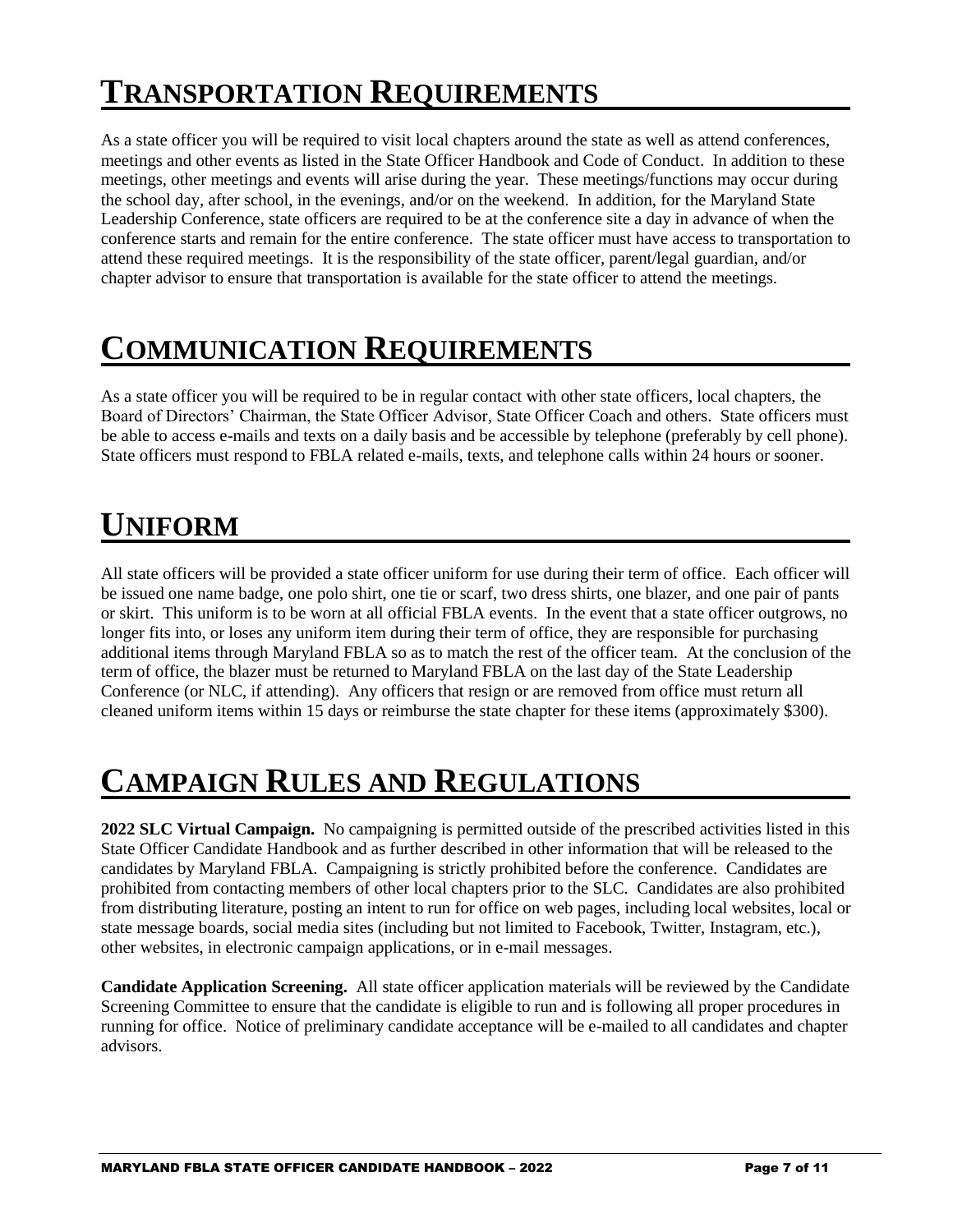# Transportation Requirements

As a state officer you will be required to visit local chapters around the state as well as attend conferences, meetings and other events as listed in the State Officer Handbook and Code of Conduct. In addition to these meetings, other meetings and events will arise during the year. These meetings/functions may occur during the school day, after school, in the evenings, and/or on the weekend. In addition, for the Maryland State Leadership Conference, state officers are required to be at the conference site a day in advance of when the conference starts and remain for the entire conference. The state officer must have access to transportation to attend these required meetings. It is the responsibility of the state officer, parent/legal guardian, and/or chapter advisor to ensure that transportation is available for the state officer to attend the meetings.

# Communication Requirements

As a state officer you will be required to be in regular contact with other state officers, local chapters, the Board of Directors' Chairman, the State Officer Advisor, State Officer Coach and others. State officers must be able to access e-mails and texts on a daily basis and be accessible by telephone (preferably by cell phone). State officers must respond to FBLA related e-mails, texts, and telephone calls within 24 hours or sooner.

# Uniform

All state officers will be provided a state officer uniform for use during their term of office. Each officer will be issued one name badge, one polo shirt, one tie or scarf, two dress shirts, one blazer, and one pair of pants or skirt. This uniform is to be worn at all official FBLA events. In the event that a state officer outgrows, no longer fits into, or loses any uniform item during their term of office, they are responsible for purchasing additional items through Maryland FBLA so as to match the rest of the officer team. At the conclusion of the term of office, the blazer must be returned to Maryland FBLA on the last day of the State Leadership Conference (or NLC, if attending). Any officers that resign or are removed from office must return all cleaned uniform items within 15 days or reimburse the state chapter for these items (approximately $300).

# Campaign Rules and Regulations

**2022 SLC Virtual Campaign.** No campaigning is permitted outside of the prescribed activities listed in this State Officer Candidate Handbook and as further described in other information that will be released to the candidates by Maryland FBLA. Campaigning is strictly prohibited before the conference. Candidates are prohibited from contacting members of other local chapters prior to the SLC. Candidates are also prohibited from distributing literature, posting an intent to run for office on web pages, including local websites, local or state message boards, social media sites (including but not limited to Facebook, Twitter, Instagram, etc.), other websites, in electronic campaign applications, or in e-mail messages.

**Candidate Application Screening.** All state officer application materials will be reviewed by the Candidate Screening Committee to ensure that the candidate is eligible to run and is following all proper procedures in running for office. Notice of preliminary candidate acceptance will be e-mailed to all candidates and chapter advisors.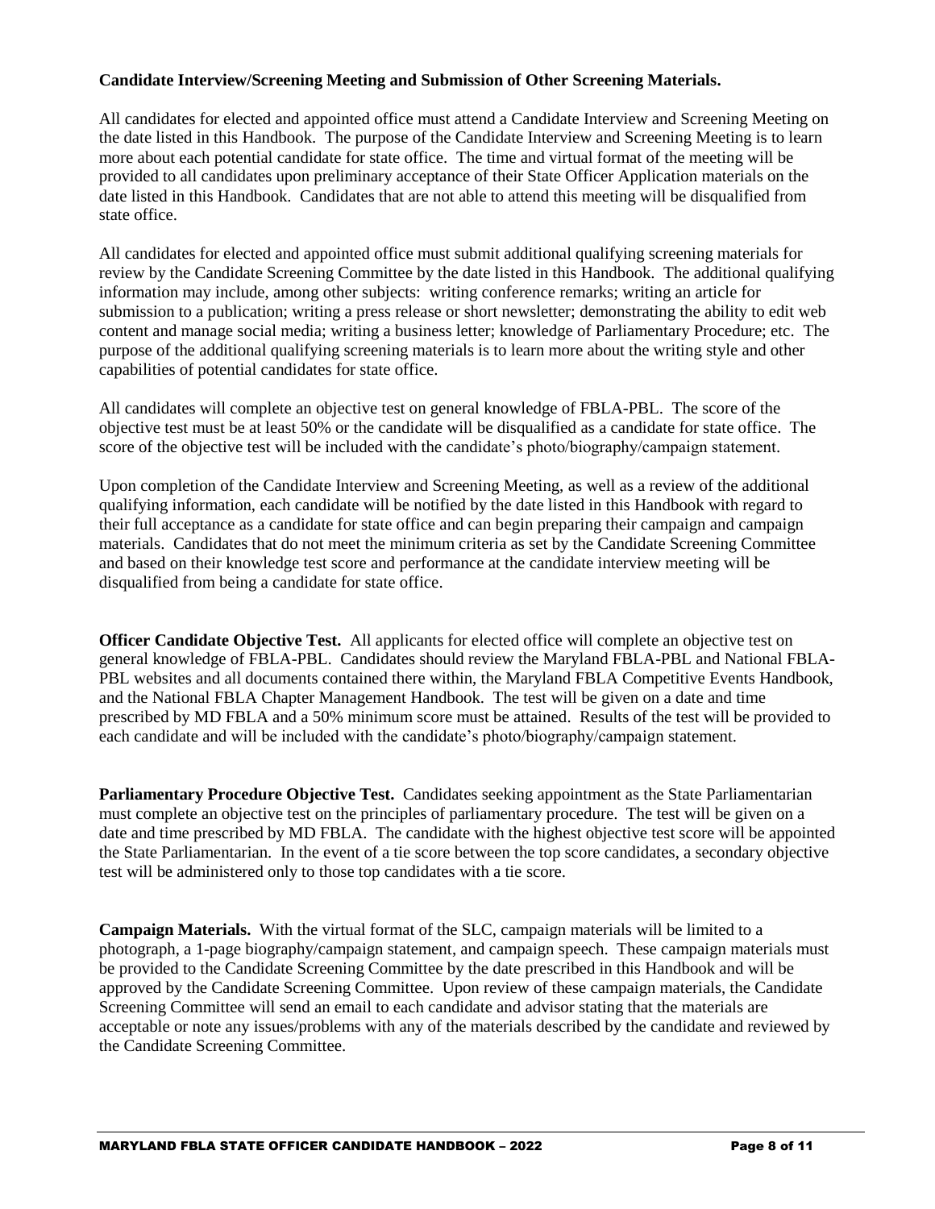**Candidate Interview/Screening Meeting and Submission of Other Screening Materials.**

All candidates for elected and appointed office must attend a Candidate Interview and Screening Meeting on the date listed in this Handbook. The purpose of the Candidate Interview and Screening Meeting is to learn more about each potential candidate for state office. The time and virtual format of the meeting will be provided to all candidates upon preliminary acceptance of their State Officer Application materials on the date listed in this Handbook. Candidates that are not able to attend this meeting will be disqualified from state office.

All candidates for elected and appointed office must submit additional qualifying screening materials for review by the Candidate Screening Committee by the date listed in this Handbook. The additional qualifying information may include, among other subjects: writing conference remarks; writing an article for submission to a publication; writing a press release or short newsletter; demonstrating the ability to edit web content and manage social media; writing a business letter; knowledge of Parliamentary Procedure; etc. The purpose of the additional qualifying screening materials is to learn more about the writing style and other capabilities of potential candidates for state office.

All candidates will complete an objective test on general knowledge of FBLA-PBL. The score of the objective test must be at least 50% or the candidate will be disqualified as a candidate for state office. The score of the objective test will be included with the candidate's photo/biography/campaign statement.

Upon completion of the Candidate Interview and Screening Meeting, as well as a review of the additional qualifying information, each candidate will be notified by the date listed in this Handbook with regard to their full acceptance as a candidate for state office and can begin preparing their campaign and campaign materials. Candidates that do not meet the minimum criteria as set by the Candidate Screening Committee and based on their knowledge test score and performance at the candidate interview meeting will be disqualified from being a candidate for state office.

**Officer Candidate Objective Test.** All applicants for elected office will complete an objective test on general knowledge of FBLA-PBL. Candidates should review the Maryland FBLA-PBL and National FBLA-PBL websites and all documents contained there within, the Maryland FBLA Competitive Events Handbook, and the National FBLA Chapter Management Handbook. The test will be given on a date and time prescribed by MD FBLA and a 50% minimum score must be attained. Results of the test will be provided to each candidate and will be included with the candidate's photo/biography/campaign statement.

**Parliamentary Procedure Objective Test.** Candidates seeking appointment as the State Parliamentarian must complete an objective test on the principles of parliamentary procedure. The test will be given on a date and time prescribed by MD FBLA. The candidate with the highest objective test score will be appointed the State Parliamentarian. In the event of a tie score between the top score candidates, a secondary objective test will be administered only to those top candidates with a tie score.

**Campaign Materials.** With the virtual format of the SLC, campaign materials will be limited to a photograph, a 1-page biography/campaign statement, and campaign speech. These campaign materials must be provided to the Candidate Screening Committee by the date prescribed in this Handbook and will be approved by the Candidate Screening Committee. Upon review of these campaign materials, the Candidate Screening Committee will send an email to each candidate and advisor stating that the materials are acceptable or note any issues/problems with any of the materials described by the candidate and reviewed by the Candidate Screening Committee.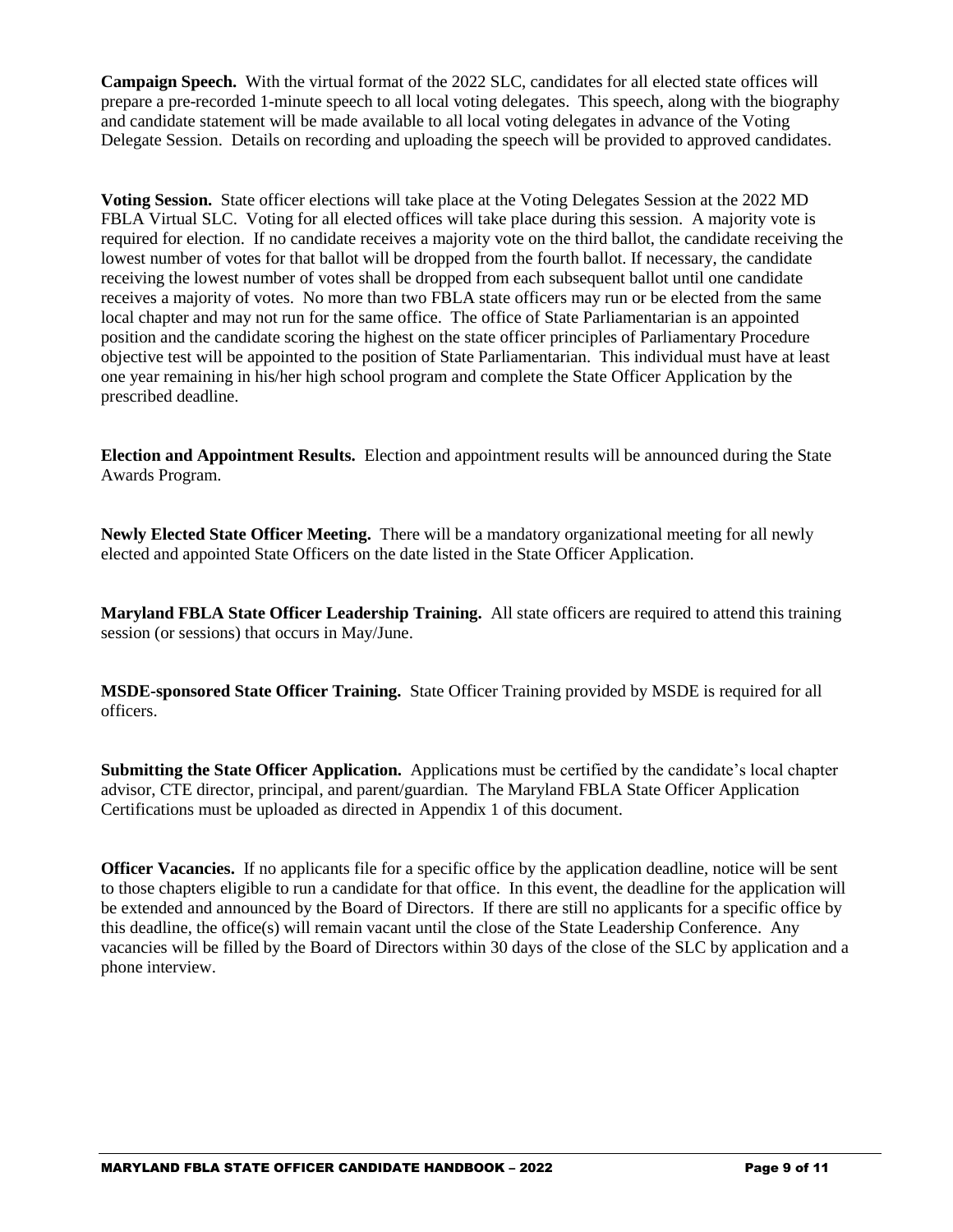**Campaign Speech.** With the virtual format of the 2022 SLC, candidates for all elected state offices will prepare a pre-recorded 1-minute speech to all local voting delegates. This speech, along with the biography and candidate statement will be made available to all local voting delegates in advance of the Voting Delegate Session. Details on recording and uploading the speech will be provided to approved candidates.

**Voting Session.** State officer elections will take place at the Voting Delegates Session at the 2022 MD FBLA Virtual SLC. Voting for all elected offices will take place during this session. A majority vote is required for election. If no candidate receives a majority vote on the third ballot, the candidate receiving the lowest number of votes for that ballot will be dropped from the fourth ballot. If necessary, the candidate receiving the lowest number of votes shall be dropped from each subsequent ballot until one candidate receives a majority of votes. No more than two FBLA state officers may run or be elected from the same local chapter and may not run for the same office. The office of State Parliamentarian is an appointed position and the candidate scoring the highest on the state officer principles of Parliamentary Procedure objective test will be appointed to the position of State Parliamentarian. This individual must have at least one year remaining in his/her high school program and complete the State Officer Application by the prescribed deadline.

**Election and Appointment Results.** Election and appointment results will be announced during the State Awards Program.

**Newly Elected State Officer Meeting.** There will be a mandatory organizational meeting for all newly elected and appointed State Officers on the date listed in the State Officer Application.

**Maryland FBLA State Officer Leadership Training.** All state officers are required to attend this training session (or sessions) that occurs in May/June.

**MSDE-sponsored State Officer Training.** State Officer Training provided by MSDE is required for all officers.

**Submitting the State Officer Application.** Applications must be certified by the candidate's local chapter advisor, CTE director, principal, and parent/guardian. The Maryland FBLA State Officer Application Certifications must be uploaded as directed in Appendix 1 of this document.

**Officer Vacancies.** If no applicants file for a specific office by the application deadline, notice will be sent to those chapters eligible to run a candidate for that office. In this event, the deadline for the application will be extended and announced by the Board of Directors. If there are still no applicants for a specific office by this deadline, the office(s) will remain vacant until the close of the State Leadership Conference. Any vacancies will be filled by the Board of Directors within 30 days of the close of the SLC by application and a phone interview.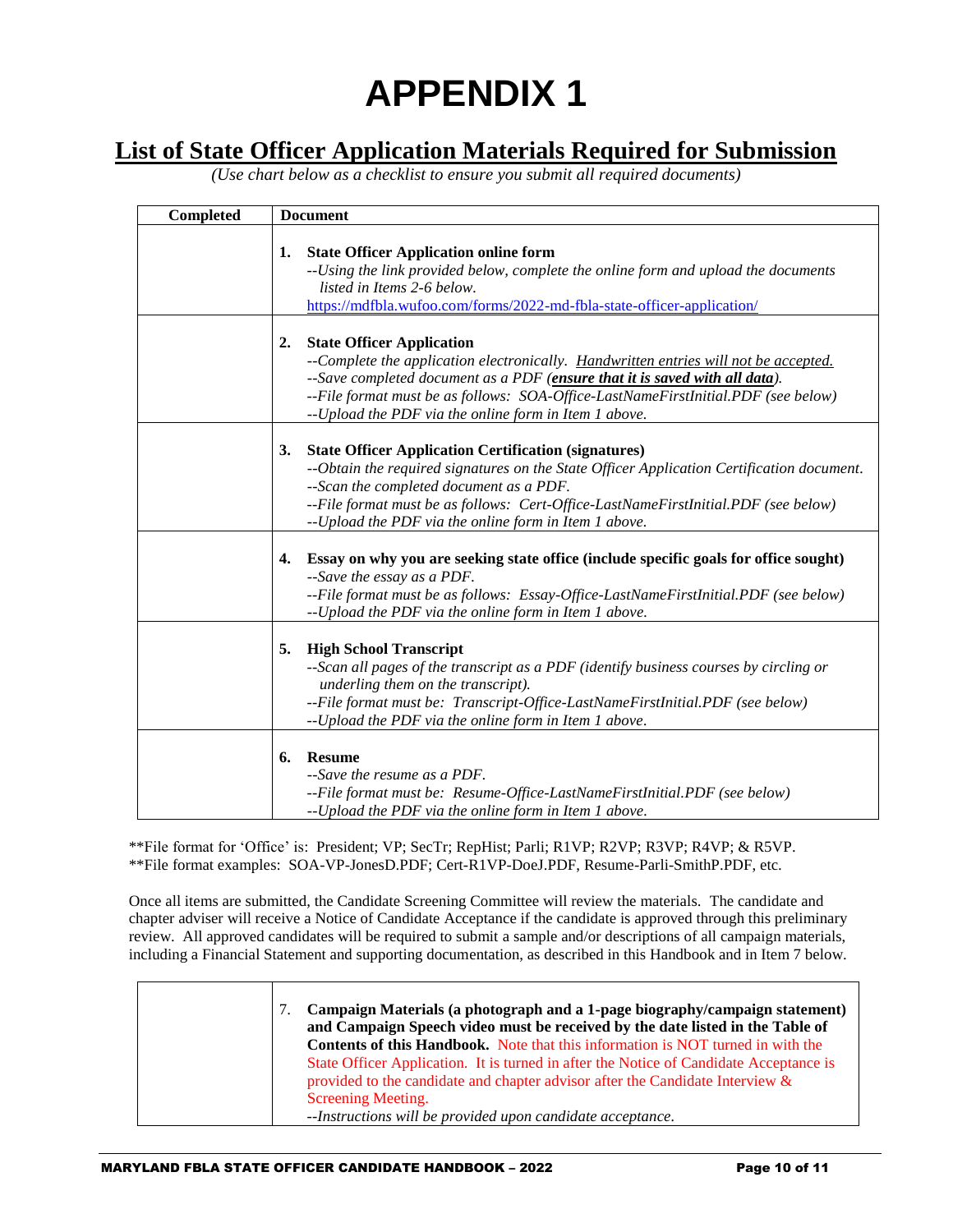# APPENDIX 1

## List of State Officer Application Materials Required for Submission

*(Use chart below as a checklist to ensure you submit all required documents)*

| Completed | Document |
|---|---|
| | **1. State Officer Application online form**<br>*--Using the link provided below, complete the online form and upload the documents listed in Items 2-6 below.*<br>https://mdfbla.wufoo.com/forms/2022-md-fbla-state-officer-application/ |
| | **2. State Officer Application**<br>*--Complete the application electronically. Handwritten entries will not be accepted.*<br>*--Save completed document as a PDF (**ensure that it is saved with all data**).*<br>*--File format must be as follows: SOA-Office-LastNameFirstInitial.PDF (see below)*<br>*--Upload the PDF via the online form in Item 1 above.* |
| | **3. State Officer Application Certification (signatures)**<br>*--Obtain the required signatures on the State Officer Application Certification document.*<br>*--Scan the completed document as a PDF.*<br>*--File format must be as follows: Cert-Office-LastNameFirstInitial.PDF (see below)*<br>*--Upload the PDF via the online form in Item 1 above.* |
| | **4. Essay on why you are seeking state office (include specific goals for office sought)**<br>*--Save the essay as a PDF.*<br>*--File format must be as follows: Essay-Office-LastNameFirstInitial.PDF (see below)*<br>*--Upload the PDF via the online form in Item 1 above.* |
| | **5. High School Transcript**<br>*--Scan all pages of the transcript as a PDF (identify business courses by circling or underling them on the transcript).*<br>*--File format must be: Transcript-Office-LastNameFirstInitial.PDF (see below)*<br>*--Upload the PDF via the online form in Item 1 above.* |
| | **6. Resume**<br>*--Save the resume as a PDF.*<br>*--File format must be: Resume-Office-LastNameFirstInitial.PDF (see below)*<br>*--Upload the PDF via the online form in Item 1 above.* |

**File format for 'Office' is: President; VP; SecTr; RepHist; Parli; R1VP; R2VP; R3VP; R4VP; & R5VP.
**File format examples: SOA-VP-JonesD.PDF; Cert-R1VP-DoeJ.PDF, Resume-Parli-SmithP.PDF, etc.

Once all items are submitted, the Candidate Screening Committee will review the materials. The candidate and chapter adviser will receive a Notice of Candidate Acceptance if the candidate is approved through this preliminary review. All approved candidates will be required to submit a sample and/or descriptions of all campaign materials, including a Financial Statement and supporting documentation, as described in this Handbook and in Item 7 below.

| | |
|---|---|
| | 7. **Campaign Materials (a photograph and a 1-page biography/campaign statement) and Campaign Speech video must be received by the date listed in the Table of Contents of this Handbook.** Note that this information is NOT turned in with the State Officer Application. It is turned in after the Notice of Candidate Acceptance is provided to the candidate and chapter advisor after the Candidate Interview & Screening Meeting.<br>*--Instructions will be provided upon candidate acceptance.* |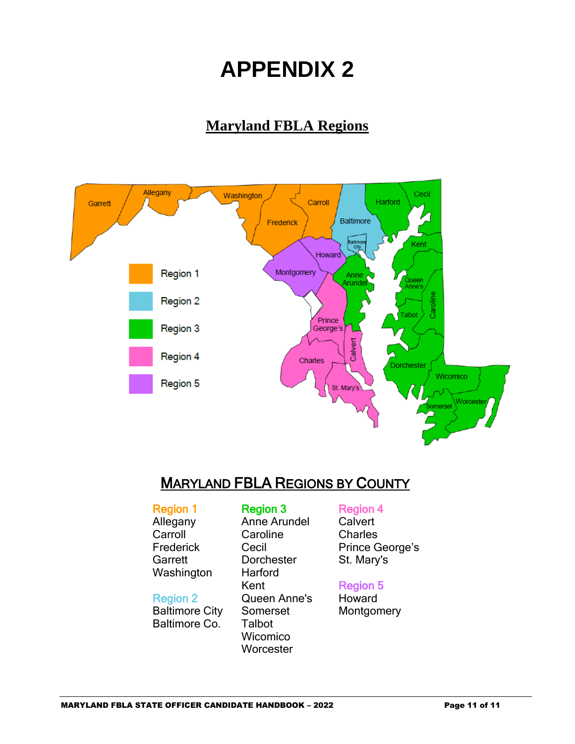# APPENDIX 2

## Maryland FBLA Regions

Garrett
Allegany
Washington
Carroll
Frederick
Baltimore
Baltimore City
Harford
Cecil
Kent
Howard
Montgomery
Anne Arundel
Queen Anne's
Caroline
Talbot
Prince George's
Calvert
Charles
St. Mary's
Dorchester
Wicomico
Worcester
Somerset

Region 1
Region 2
Region 3
Region 4
Region 5

## Maryland FBLA Regions by County

**Region 1**
Allegany
Carroll
Frederick
Garrett
Washington

**Region 2**
Baltimore City
Baltimore Co.

**Region 3**
Anne Arundel
Caroline
Cecil
Dorchester
Harford
Kent
Queen Anne's
Somerset
Talbot
Wicomico
Worcester

**Region 4**
Calvert
Charles
Prince George's
St. Mary's

**Region 5**
Howard
Montgomery